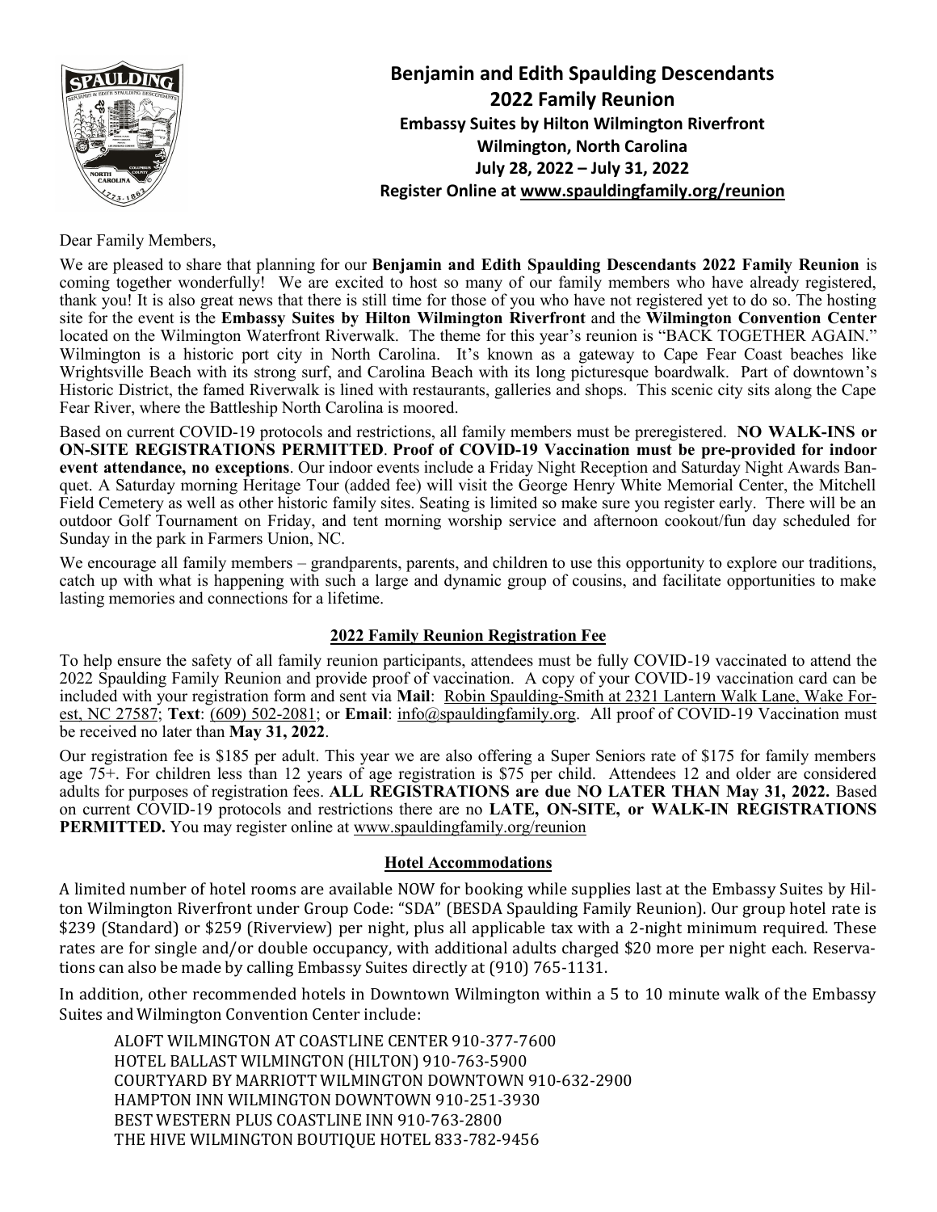# Benjamin and Edith Spaulding Descendants
## 2022 Family Reunion
### Embassy Suites by Hilton Wilmington Riverfront
### Wilmington, North Carolina
### July 28, 2022 – July 31, 2022
### Register Online at www.spauldingfamily.org/reunion

Dear Family Members,

We are pleased to share that planning for our **Benjamin and Edith Spaulding Descendants 2022 Family Reunion** is coming together wonderfully! We are excited to host so many of our family members who have already registered, thank you! It is also great news that there is still time for those of you who have not registered yet to do so. The hosting site for the event is the **Embassy Suites by Hilton Wilmington Riverfront** and the **Wilmington Convention Center** located on the Wilmington Waterfront Riverwalk. The theme for this year's reunion is "BACK TOGETHER AGAIN." Wilmington is a historic port city in North Carolina. It's known as a gateway to Cape Fear Coast beaches like Wrightsville Beach with its strong surf, and Carolina Beach with its long picturesque boardwalk. Part of downtown's Historic District, the famed Riverwalk is lined with restaurants, galleries and shops. This scenic city sits along the Cape Fear River, where the Battleship North Carolina is moored.

Based on current COVID-19 protocols and restrictions, all family members must be preregistered. **NO WALK-INS or ON-SITE REGISTRATIONS PERMITTED**. **Proof of COVID-19 Vaccination must be pre-provided for indoor event attendance, no exceptions**. Our indoor events include a Friday Night Reception and Saturday Night Awards Banquet. A Saturday morning Heritage Tour (added fee) will visit the George Henry White Memorial Center, the Mitchell Field Cemetery as well as other historic family sites. Seating is limited so make sure you register early. There will be an outdoor Golf Tournament on Friday, and tent morning worship service and afternoon cookout/fun day scheduled for Sunday in the park in Farmers Union, NC.

We encourage all family members – grandparents, parents, and children to use this opportunity to explore our traditions, catch up with what is happening with such a large and dynamic group of cousins, and facilitate opportunities to make lasting memories and connections for a lifetime.

## 2022 Family Reunion Registration Fee

To help ensure the safety of all family reunion participants, attendees must be fully COVID-19 vaccinated to attend the 2022 Spaulding Family Reunion and provide proof of vaccination. A copy of your COVID-19 vaccination card can be included with your registration form and sent via **Mail**: Robin Spaulding-Smith at 2321 Lantern Walk Lane, Wake Forest, NC 27587; **Text**: (609) 502-2081; or **Email**: info@spauldingfamily.org. All proof of COVID-19 Vaccination must be received no later than **May 31, 2022**.

Our registration fee is $185 per adult. This year we are also offering a Super Seniors rate of $175 for family members age 75+. For children less than 12 years of age registration is $75 per child. Attendees 12 and older are considered adults for purposes of registration fees. **ALL REGISTRATIONS are due NO LATER THAN May 31, 2022.** Based on current COVID-19 protocols and restrictions there are no **LATE, ON-SITE, or WALK-IN REGISTRATIONS PERMITTED.** You may register online at www.spauldingfamily.org/reunion

## Hotel Accommodations

A limited number of hotel rooms are available NOW for booking while supplies last at the Embassy Suites by Hilton Wilmington Riverfront under Group Code: "SDA" (BESDA Spaulding Family Reunion). Our group hotel rate is $239 (Standard) or $259 (Riverview) per night, plus all applicable tax with a 2-night minimum required. These rates are for single and/or double occupancy, with additional adults charged $20 more per night each. Reservations can also be made by calling Embassy Suites directly at (910) 765-1131.

In addition, other recommended hotels in Downtown Wilmington within a 5 to 10 minute walk of the Embassy Suites and Wilmington Convention Center include:

- ALOFT WILMINGTON AT COASTLINE CENTER 910-377-7600
- HOTEL BALLAST WILMINGTON (HILTON) 910-763-5900
- COURTYARD BY MARRIOTT WILMINGTON DOWNTOWN 910-632-2900
- HAMPTON INN WILMINGTON DOWNTOWN 910-251-3930
- BEST WESTERN PLUS COASTLINE INN 910-763-2800
- THE HIVE WILMINGTON BOUTIQUE HOTEL 833-782-9456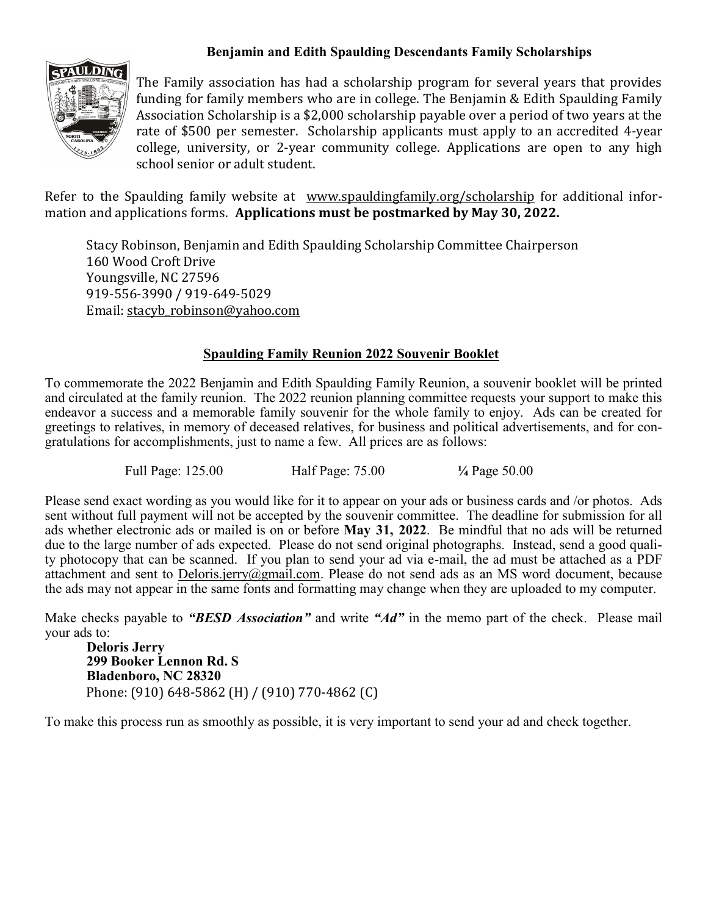## Benjamin and Edith Spaulding Descendants Family Scholarships

The Family association has had a scholarship program for several years that provides funding for family members who are in college. The Benjamin & Edith Spaulding Family Association Scholarship is a $2,000 scholarship payable over a period of two years at the rate of $500 per semester. Scholarship applicants must apply to an accredited 4-year college, university, or 2-year community college. Applications are open to any high school senior or adult student.

Refer to the Spaulding family website at www.spauldingfamily.org/scholarship for additional information and applications forms. **Applications must be postmarked by May 30, 2022.**

Stacy Robinson, Benjamin and Edith Spaulding Scholarship Committee Chairperson
160 Wood Croft Drive
Youngsville, NC 27596
919-556-3990 / 919-649-5029
Email: stacyb_robinson@yahoo.com

## Spaulding Family Reunion 2022 Souvenir Booklet

To commemorate the 2022 Benjamin and Edith Spaulding Family Reunion, a souvenir booklet will be printed and circulated at the family reunion. The 2022 reunion planning committee requests your support to make this endeavor a success and a memorable family souvenir for the whole family to enjoy. Ads can be created for greetings to relatives, in memory of deceased relatives, for business and political advertisements, and for congratulations for accomplishments, just to name a few. All prices are as follows:

Full Page: 125.00 Half Page: 75.00 ¼ Page 50.00

Please send exact wording as you would like for it to appear on your ads or business cards and /or photos. Ads sent without full payment will not be accepted by the souvenir committee. The deadline for submission for all ads whether electronic ads or mailed is on or before **May 31, 2022**. Be mindful that no ads will be returned due to the large number of ads expected. Please do not send original photographs. Instead, send a good quality photocopy that can be scanned. If you plan to send your ad via e-mail, the ad must be attached as a PDF attachment and sent to Deloris.jerry@gmail.com. Please do not send ads as an MS word document, because the ads may not appear in the same fonts and formatting may change when they are uploaded to my computer.

Make checks payable to ***"BESD Association"*** and write ***"Ad"*** in the memo part of the check. Please mail your ads to:

**Deloris Jerry**
**299 Booker Lennon Rd. S**
**Bladenboro, NC 28320**
Phone: (910) 648-5862 (H) / (910) 770-4862 (C)

To make this process run as smoothly as possible, it is very important to send your ad and check together.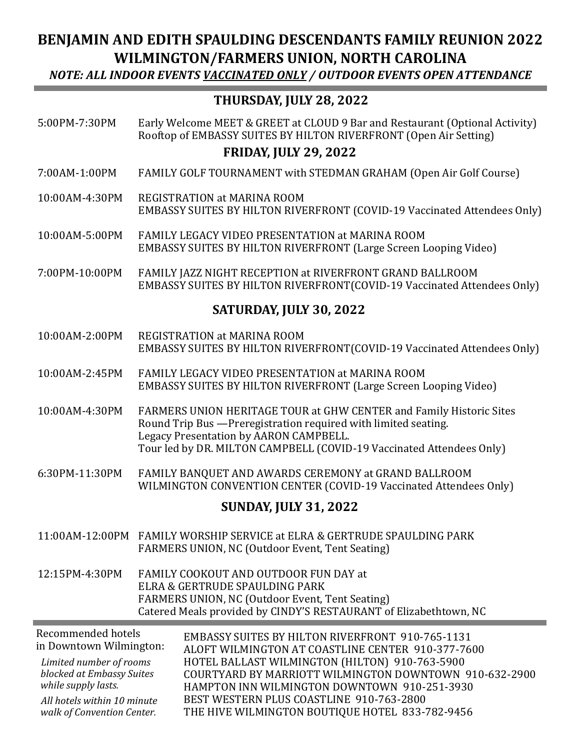# BENJAMIN AND EDITH SPAULDING DESCENDANTS FAMILY REUNION 2022
# WILMINGTON/FARMERS UNION, NORTH CAROLINA

***NOTE: ALL INDOOR EVENTS VACCINATED ONLY / OUTDOOR EVENTS OPEN ATTENDANCE***

## THURSDAY, JULY 28, 2022

5:00PM-7:30PM — Early Welcome MEET & GREET at CLOUD 9 Bar and Restaurant (Optional Activity)
Rooftop of EMBASSY SUITES BY HILTON RIVERFRONT (Open Air Setting)

## FRIDAY, JULY 29, 2022

7:00AM-1:00PM — FAMILY GOLF TOURNAMENT with STEDMAN GRAHAM (Open Air Golf Course)

10:00AM-4:30PM — REGISTRATION at MARINA ROOM
EMBASSY SUITES BY HILTON RIVERFRONT (COVID-19 Vaccinated Attendees Only)

10:00AM-5:00PM — FAMILY LEGACY VIDEO PRESENTATION at MARINA ROOM
EMBASSY SUITES BY HILTON RIVERFRONT (Large Screen Looping Video)

7:00PM-10:00PM — FAMILY JAZZ NIGHT RECEPTION at RIVERFRONT GRAND BALLROOM
EMBASSY SUITES BY HILTON RIVERFRONT(COVID-19 Vaccinated Attendees Only)

## SATURDAY, JULY 30, 2022

10:00AM-2:00PM — REGISTRATION at MARINA ROOM
EMBASSY SUITES BY HILTON RIVERFRONT(COVID-19 Vaccinated Attendees Only)

10:00AM-2:45PM — FAMILY LEGACY VIDEO PRESENTATION at MARINA ROOM
EMBASSY SUITES BY HILTON RIVERFRONT (Large Screen Looping Video)

10:00AM-4:30PM — FARMERS UNION HERITAGE TOUR at GHW CENTER and Family Historic Sites
Round Trip Bus —Preregistration required with limited seating.
Legacy Presentation by AARON CAMPBELL.
Tour led by DR. MILTON CAMPBELL (COVID-19 Vaccinated Attendees Only)

6:30PM-11:30PM — FAMILY BANQUET AND AWARDS CEREMONY at GRAND BALLROOM
WILMINGTON CONVENTION CENTER (COVID-19 Vaccinated Attendees Only)

## SUNDAY, JULY 31, 2022

11:00AM-12:00PM — FAMILY WORSHIP SERVICE at ELRA & GERTRUDE SPAULDING PARK
FARMERS UNION, NC (Outdoor Event, Tent Seating)

12:15PM-4:30PM — FAMILY COOKOUT AND OUTDOOR FUN DAY at
ELRA & GERTRUDE SPAULDING PARK
FARMERS UNION, NC (Outdoor Event, Tent Seating)
Catered Meals provided by CINDY'S RESTAURANT of Elizabethtown, NC

---

Recommended hotels in Downtown Wilmington:

*Limited number of rooms blocked at Embassy Suites while supply lasts.*

*All hotels within 10 minute walk of Convention Center.*

EMBASSY SUITES BY HILTON RIVERFRONT 910-765-1131
ALOFT WILMINGTON AT COASTLINE CENTER 910-377-7600
HOTEL BALLAST WILMINGTON (HILTON) 910-763-5900
COURTYARD BY MARRIOTT WILMINGTON DOWNTOWN 910-632-2900
HAMPTON INN WILMINGTON DOWNTOWN 910-251-3930
BEST WESTERN PLUS COASTLINE 910-763-2800
THE HIVE WILMINGTON BOUTIQUE HOTEL 833-782-9456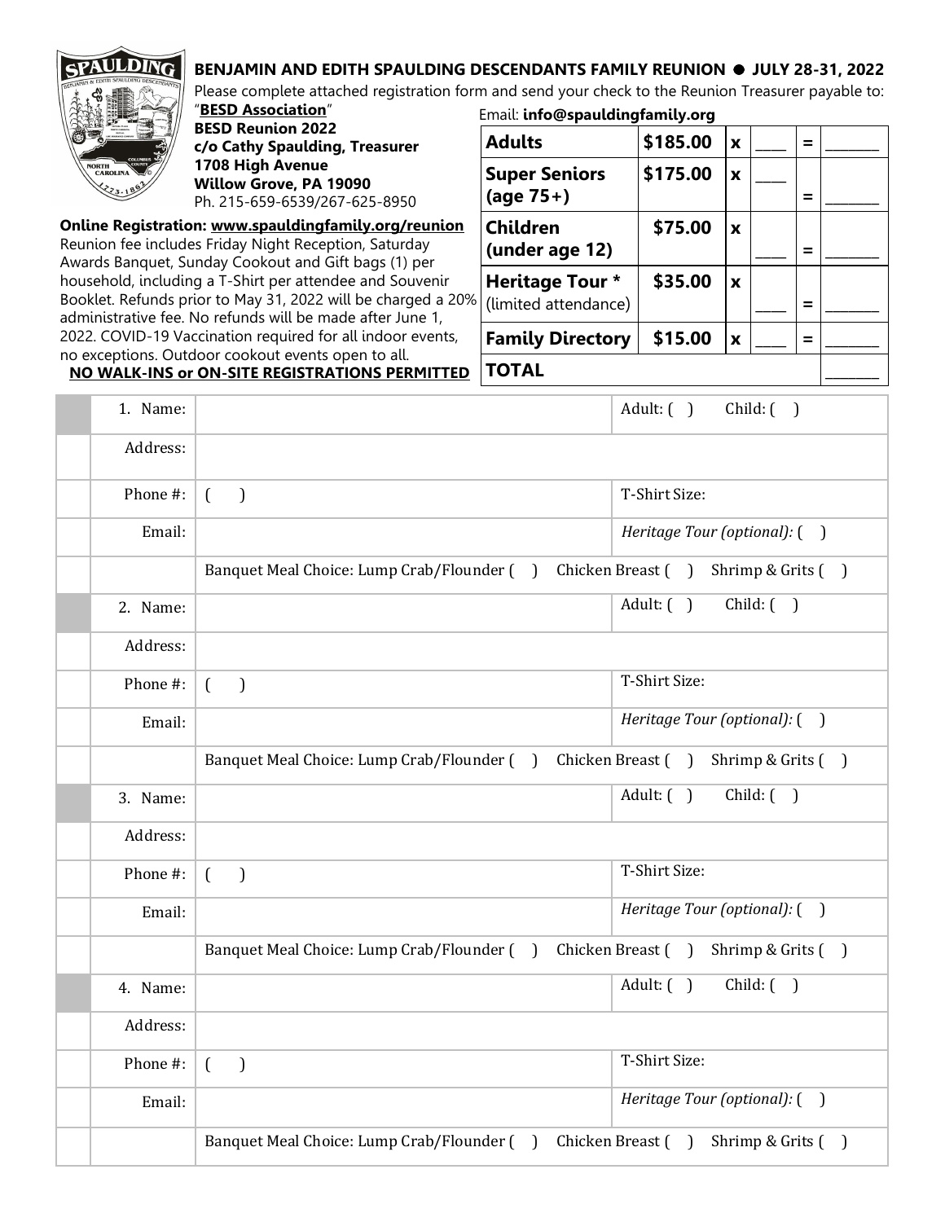## BENJAMIN AND EDITH SPAULDING DESCENDANTS FAMILY REUNION ● JULY 28-31, 2022

Please complete attached registration form and send your check to the Reunion Treasurer payable to:

"**BESD Association**"
**BESD Reunion 2022**
**c/o Cathy Spaulding, Treasurer**
**1708 High Avenue**
**Willow Grove, PA 19090**
Ph. 215-659-6539/267-625-8950

Email: **info@spauldingfamily.org**

**Online Registration: www.spauldingfamily.org/reunion**
Reunion fee includes Friday Night Reception, Saturday Awards Banquet, Sunday Cookout and Gift bags (1) per household, including a T-Shirt per attendee and Souvenir Booklet. Refunds prior to May 31, 2022 will be charged a 20% administrative fee. No refunds will be made after June 1, 2022. COVID-19 Vaccination required for all indoor events, no exceptions. Outdoor cookout events open to all.
**NO WALK-INS or ON-SITE REGISTRATIONS PERMITTED**

| | | | | | |
|---|---|---|---|---|---|
| **Adults** | **$185.00** | **x** | ___ | **=** | _______ |
| **Super Seniors (age 75+)** | **$175.00** | **x** | ___ | **=** | _______ |
| **Children (under age 12)** | **$75.00** | **x** | ___ | **=** | _______ |
| **Heritage Tour *** (limited attendance) | **$35.00** | **x** | ___ | **=** | _______ |
| **Family Directory** | **$15.00** | **x** | ___ | **=** | _______ |
| **TOTAL** | | | | | _______ |

| | | |
|---|---|---|
| 1. Name: | | Adult: ( ) Child: ( ) |
| Address: | | |
| Phone #: | ( ) | T-Shirt Size: |
| Email: | | *Heritage Tour (optional):* ( ) |
| | Banquet Meal Choice: Lump Crab/Flounder ( ) Chicken Breast ( ) Shrimp & Grits ( ) | |
| 2. Name: | | Adult: ( ) Child: ( ) |
| Address: | | |
| Phone #: | ( ) | T-Shirt Size: |
| Email: | | *Heritage Tour (optional):* ( ) |
| | Banquet Meal Choice: Lump Crab/Flounder ( ) Chicken Breast ( ) Shrimp & Grits ( ) | |
| 3. Name: | | Adult: ( ) Child: ( ) |
| Address: | | |
| Phone #: | ( ) | T-Shirt Size: |
| Email: | | *Heritage Tour (optional):* ( ) |
| | Banquet Meal Choice: Lump Crab/Flounder ( ) Chicken Breast ( ) Shrimp & Grits ( ) | |
| 4. Name: | | Adult: ( ) Child: ( ) |
| Address: | | |
| Phone #: | ( ) | T-Shirt Size: |
| Email: | | *Heritage Tour (optional):* ( ) |
| | Banquet Meal Choice: Lump Crab/Flounder ( ) Chicken Breast ( ) Shrimp & Grits ( ) | |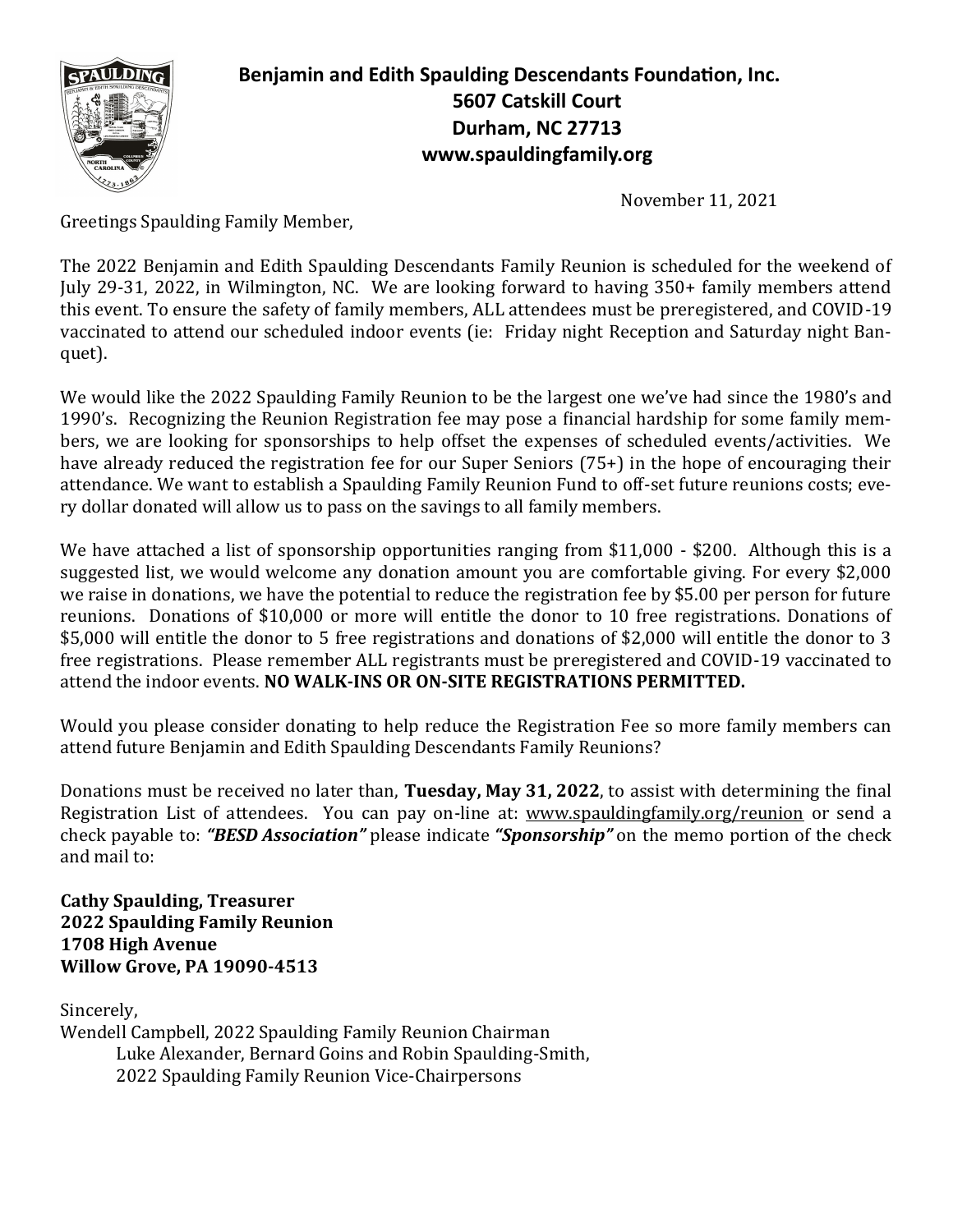**Benjamin and Edith Spaulding Descendants Foundation, Inc.**
**5607 Catskill Court**
**Durham, NC 27713**
**www.spauldingfamily.org**

November 11, 2021

Greetings Spaulding Family Member,

The 2022 Benjamin and Edith Spaulding Descendants Family Reunion is scheduled for the weekend of July 29-31, 2022, in Wilmington, NC. We are looking forward to having 350+ family members attend this event. To ensure the safety of family members, ALL attendees must be preregistered, and COVID-19 vaccinated to attend our scheduled indoor events (ie: Friday night Reception and Saturday night Banquet).

We would like the 2022 Spaulding Family Reunion to be the largest one we've had since the 1980's and 1990's. Recognizing the Reunion Registration fee may pose a financial hardship for some family members, we are looking for sponsorships to help offset the expenses of scheduled events/activities. We have already reduced the registration fee for our Super Seniors (75+) in the hope of encouraging their attendance. We want to establish a Spaulding Family Reunion Fund to off-set future reunions costs; every dollar donated will allow us to pass on the savings to all family members.

We have attached a list of sponsorship opportunities ranging from $11,000 - $200. Although this is a suggested list, we would welcome any donation amount you are comfortable giving. For every $2,000 we raise in donations, we have the potential to reduce the registration fee by $5.00 per person for future reunions. Donations of $10,000 or more will entitle the donor to 10 free registrations. Donations of $5,000 will entitle the donor to 5 free registrations and donations of $2,000 will entitle the donor to 3 free registrations. Please remember ALL registrants must be preregistered and COVID-19 vaccinated to attend the indoor events. **NO WALK-INS OR ON-SITE REGISTRATIONS PERMITTED.**

Would you please consider donating to help reduce the Registration Fee so more family members can attend future Benjamin and Edith Spaulding Descendants Family Reunions?

Donations must be received no later than, **Tuesday, May 31, 2022**, to assist with determining the final Registration List of attendees. You can pay on-line at: www.spauldingfamily.org/reunion or send a check payable to: ***"BESD Association"*** please indicate ***"Sponsorship"*** on the memo portion of the check and mail to:

**Cathy Spaulding, Treasurer**
**2022 Spaulding Family Reunion**
**1708 High Avenue**
**Willow Grove, PA 19090-4513**

Sincerely,
Wendell Campbell, 2022 Spaulding Family Reunion Chairman
Luke Alexander, Bernard Goins and Robin Spaulding-Smith,
2022 Spaulding Family Reunion Vice-Chairpersons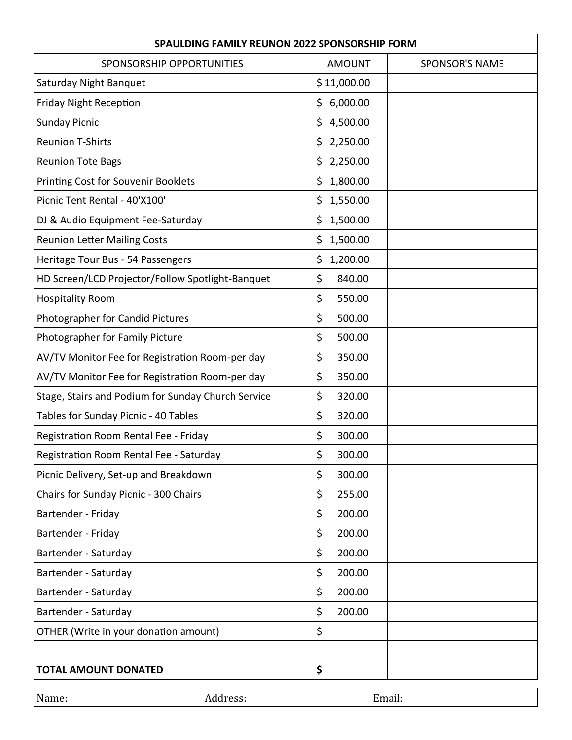| SPAULDING FAMILY REUNON 2022 SPONSORSHIP FORM | | |
|---|---|---|
| SPONSORSHIP OPPORTUNITIES | AMOUNT | SPONSOR'S NAME |
| Saturday Night Banquet | $ 11,000.00 | |
| Friday Night Reception | $ 6,000.00 | |
| Sunday Picnic | $ 4,500.00 | |
| Reunion T-Shirts | $ 2,250.00 | |
| Reunion Tote Bags | $ 2,250.00 | |
| Printing Cost for Souvenir Booklets | $ 1,800.00 | |
| Picnic Tent Rental - 40'X100' | $ 1,550.00 | |
| DJ & Audio Equipment Fee-Saturday | $ 1,500.00 | |
| Reunion Letter Mailing Costs | $ 1,500.00 | |
| Heritage Tour Bus - 54 Passengers | $ 1,200.00 | |
| HD Screen/LCD Projector/Follow Spotlight-Banquet | $ 840.00 | |
| Hospitality Room | $ 550.00 | |
| Photographer for Candid Pictures | $ 500.00 | |
| Photographer for Family Picture | $ 500.00 | |
| AV/TV Monitor Fee for Registration Room-per day | $ 350.00 | |
| AV/TV Monitor Fee for Registration Room-per day | $ 350.00 | |
| Stage, Stairs and Podium for Sunday Church Service | $ 320.00 | |
| Tables for Sunday Picnic - 40 Tables | $ 320.00 | |
| Registration Room Rental Fee - Friday | $ 300.00 | |
| Registration Room Rental Fee - Saturday | $ 300.00 | |
| Picnic Delivery, Set-up and Breakdown | $ 300.00 | |
| Chairs for Sunday Picnic - 300 Chairs | $ 255.00 | |
| Bartender - Friday | $ 200.00 | |
| Bartender - Friday | $ 200.00 | |
| Bartender - Saturday | $ 200.00 | |
| Bartender - Saturday | $ 200.00 | |
| Bartender - Saturday | $ 200.00 | |
| Bartender - Saturday | $ 200.00 | |
| OTHER (Write in your donation amount) | $ | |
| | | |
| **TOTAL AMOUNT DONATED** | **$** | |

| Name: | Address: | Email: |
|---|---|---|